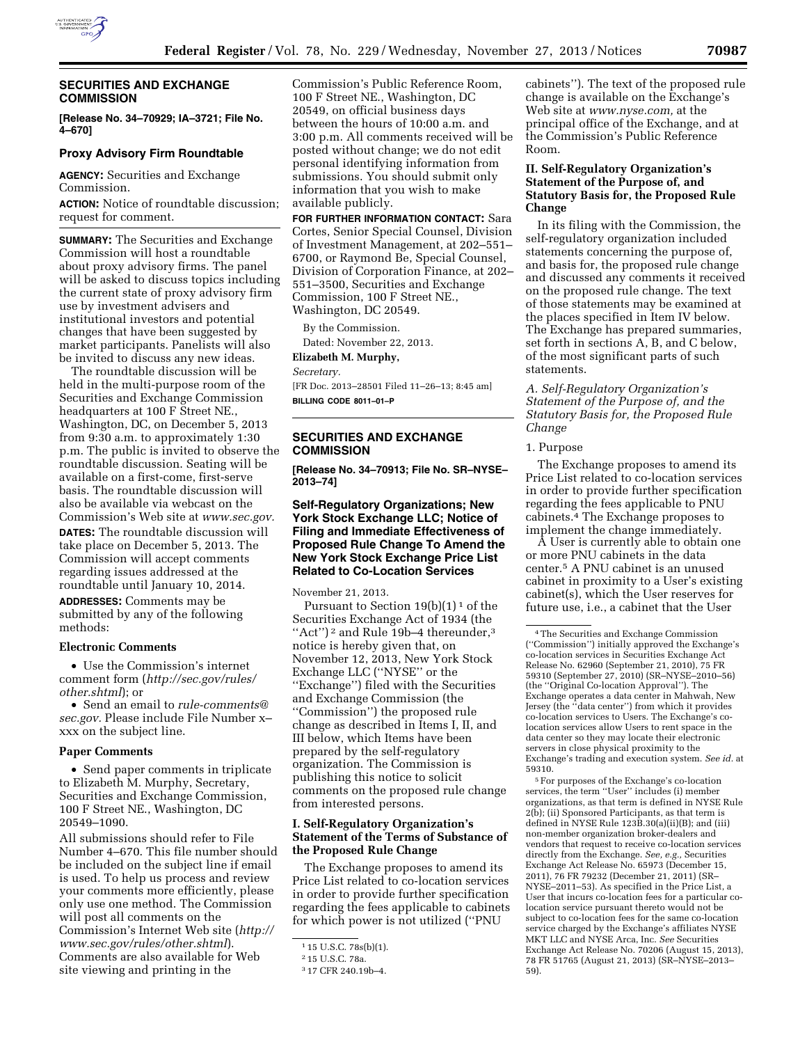## SECURITIES AND EXCHANGE COMMISSION

**[Release No. 34–70929; IA–3721; File No. 4–670]**

### Proxy Advisory Firm Roundtable

**AGENCY:** Securities and Exchange Commission.

**ACTION:** Notice of roundtable discussion; request for comment.

**SUMMARY:** The Securities and Exchange Commission will host a roundtable about proxy advisory firms. The panel will be asked to discuss topics including the current state of proxy advisory firm use by investment advisers and institutional investors and potential changes that have been suggested by market participants. Panelists will also be invited to discuss any new ideas.

The roundtable discussion will be held in the multi-purpose room of the Securities and Exchange Commission headquarters at 100 F Street NE., Washington, DC, on December 5, 2013 from 9:30 a.m. to approximately 1:30 p.m. The public is invited to observe the roundtable discussion. Seating will be available on a first-come, first-serve basis. The roundtable discussion will also be available via webcast on the Commission's Web site at *www.sec.gov.*

**DATES:** The roundtable discussion will take place on December 5, 2013. The Commission will accept comments regarding issues addressed at the roundtable until January 10, 2014.

**ADDRESSES:** Comments may be submitted by any of the following methods:

#### Electronic Comments

- Use the Commission's internet comment form (*http://sec.gov/rules/other.shtml*); or
- Send an email to *rule-comments@sec.gov.* Please include File Number x–xxx on the subject line.

#### Paper Comments

- Send paper comments in triplicate to Elizabeth M. Murphy, Secretary, Securities and Exchange Commission, 100 F Street NE., Washington, DC 20549–1090.

All submissions should refer to File Number 4–670. This file number should be included on the subject line if email is used. To help us process and review your comments more efficiently, please only use one method. The Commission will post all comments on the Commission's Internet Web site (*http://www.sec.gov/rules/other.shtml*). Comments are also available for Web site viewing and printing in the Commission's Public Reference Room, 100 F Street NE., Washington, DC 20549, on official business days between the hours of 10:00 a.m. and 3:00 p.m. All comments received will be posted without change; we do not edit personal identifying information from submissions. You should submit only information that you wish to make available publicly.

**FOR FURTHER INFORMATION CONTACT:** Sara Cortes, Senior Special Counsel, Division of Investment Management, at 202–551–6700, or Raymond Be, Special Counsel, Division of Corporation Finance, at 202–551–3500, Securities and Exchange Commission, 100 F Street NE., Washington, DC 20549.

By the Commission.

Dated: November 22, 2013.

**Elizabeth M. Murphy,**

*Secretary.*

[FR Doc. 2013–28501 Filed 11–26–13; 8:45 am]

**BILLING CODE 8011–01–P**

## SECURITIES AND EXCHANGE COMMISSION

**[Release No. 34–70913; File No. SR–NYSE–2013–74]**

### Self-Regulatory Organizations; New York Stock Exchange LLC; Notice of Filing and Immediate Effectiveness of Proposed Rule Change To Amend the New York Stock Exchange Price List Related to Co-Location Services

November 21, 2013.

Pursuant to Section 19(b)(1)[1] of the Securities Exchange Act of 1934 (the "Act")[2] and Rule 19b–4 thereunder,[3] notice is hereby given that, on November 12, 2013, New York Stock Exchange LLC ("NYSE" or the "Exchange") filed with the Securities and Exchange Commission (the "Commission") the proposed rule change as described in Items I, II, and III below, which Items have been prepared by the self-regulatory organization. The Commission is publishing this notice to solicit comments on the proposed rule change from interested persons.

### I. Self-Regulatory Organization's Statement of the Terms of Substance of the Proposed Rule Change

The Exchange proposes to amend its Price List related to co-location services in order to provide further specification regarding the fees applicable to cabinets for which power is not utilized ("PNU cabinets"). The text of the proposed rule change is available on the Exchange's Web site at *www.nyse.com,* at the principal office of the Exchange, and at the Commission's Public Reference Room.

### II. Self-Regulatory Organization's Statement of the Purpose of, and Statutory Basis for, the Proposed Rule Change

In its filing with the Commission, the self-regulatory organization included statements concerning the purpose of, and basis for, the proposed rule change and discussed any comments it received on the proposed rule change. The text of those statements may be examined at the places specified in Item IV below. The Exchange has prepared summaries, set forth in sections A, B, and C below, of the most significant parts of such statements.

#### *A. Self-Regulatory Organization's Statement of the Purpose of, and the Statutory Basis for, the Proposed Rule Change*

1. Purpose

The Exchange proposes to amend its Price List related to co-location services in order to provide further specification regarding the fees applicable to PNU cabinets.[4] The Exchange proposes to implement the change immediately.

A User is currently able to obtain one or more PNU cabinets in the data center.[5] A PNU cabinet is an unused cabinet in proximity to a User's existing cabinet(s), which the User reserves for future use, i.e., a cabinet that the User

---

[1] 15 U.S.C. 78s(b)(1).

[2] 15 U.S.C. 78a.

[3] 17 CFR 240.19b–4.

[4] The Securities and Exchange Commission ("Commission") initially approved the Exchange's co-location services in Securities Exchange Act Release No. 62960 (September 21, 2010), 75 FR 59310 (September 27, 2010) (SR–NYSE–2010–56) (the "Original Co-location Approval"). The Exchange operates a data center in Mahwah, New Jersey (the "data center") from which it provides co-location services to Users. The Exchange's co-location services allow Users to rent space in the data center so they may locate their electronic servers in close physical proximity to the Exchange's trading and execution system. *See id.* at 59310.

[5] For purposes of the Exchange's co-location services, the term "User" includes (i) member organizations, as that term is defined in NYSE Rule 2(b); (ii) Sponsored Participants, as that term is defined in NYSE Rule 123B.30(a)(ii)(B); and (iii) non-member organization broker-dealers and vendors that request to receive co-location services directly from the Exchange. *See, e.g.,* Securities Exchange Act Release No. 65973 (December 15, 2011), 76 FR 79232 (December 21, 2011) (SR–NYSE–2011–53). As specified in the Price List, a User that incurs co-location fees for a particular co-location service pursuant thereto would not be subject to co-location fees for the same co-location service charged by the Exchange's affiliates NYSE MKT LLC and NYSE Arca, Inc. *See* Securities Exchange Act Release No. 70206 (August 15, 2013), 78 FR 51765 (August 21, 2013) (SR–NYSE–2013–59).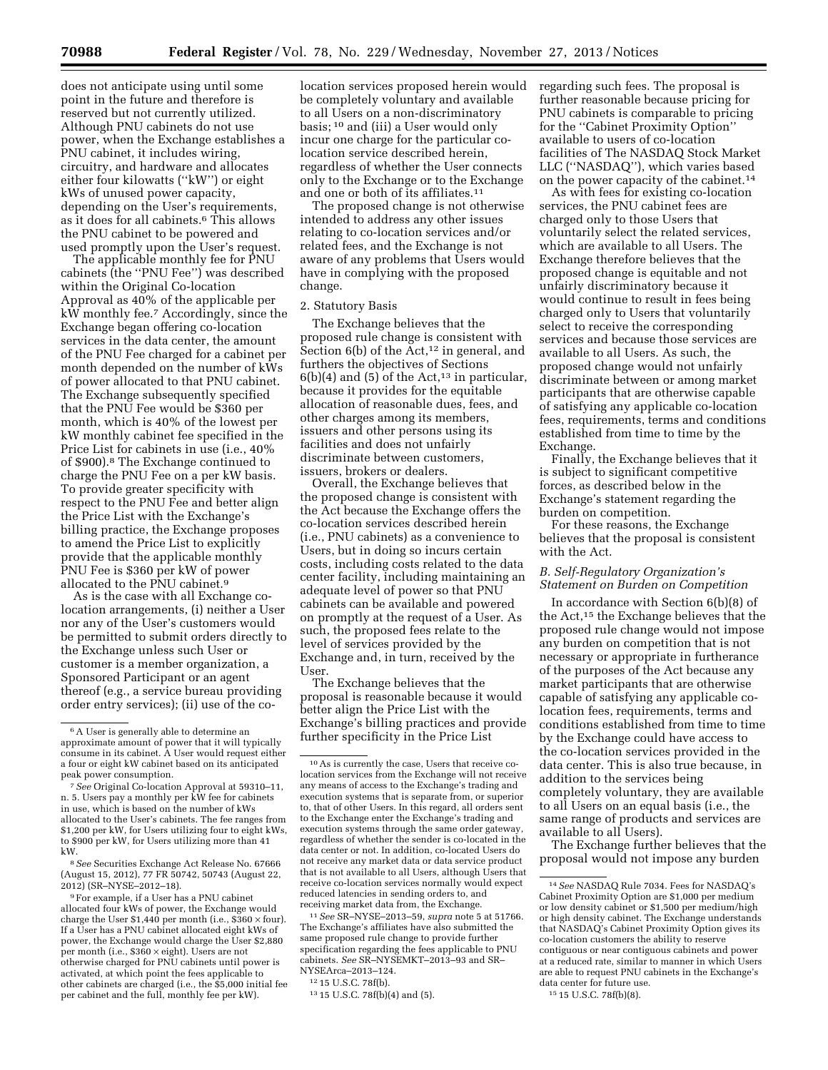does not anticipate using until some point in the future and therefore is reserved but not currently utilized. Although PNU cabinets do not use power, when the Exchange establishes a PNU cabinet, it includes wiring, circuitry, and hardware and allocates either four kilowatts ("kW") or eight kWs of unused power capacity, depending on the User's requirements, as it does for all cabinets.[6] This allows the PNU cabinet to be powered and used promptly upon the User's request.

The applicable monthly fee for PNU cabinets (the "PNU Fee") was described within the Original Co-location Approval as 40% of the applicable per kW monthly fee.[7] Accordingly, since the Exchange began offering co-location services in the data center, the amount of the PNU Fee charged for a cabinet per month depended on the number of kWs of power allocated to that PNU cabinet. The Exchange subsequently specified that the PNU Fee would be $360 per month, which is 40% of the lowest per kW monthly cabinet fee specified in the Price List for cabinets in use (i.e., 40% of $900).[8] The Exchange continued to charge the PNU Fee on a per kW basis. To provide greater specificity with respect to the PNU Fee and better align the Price List with the Exchange's billing practice, the Exchange proposes to amend the Price List to explicitly provide that the applicable monthly PNU Fee is $360 per kW of power allocated to the PNU cabinet.[9]

As is the case with all Exchange co-location arrangements, (i) neither a User nor any of the User's customers would be permitted to submit orders directly to the Exchange unless such User or customer is a member organization, a Sponsored Participant or an agent thereof (e.g., a service bureau providing order entry services); (ii) use of the co-location services proposed herein would be completely voluntary and available to all Users on a non-discriminatory basis; [10] and (iii) a User would only incur one charge for the particular co-location service described herein, regardless of whether the User connects only to the Exchange or to the Exchange and one or both of its affiliates.[11]

The proposed change is not otherwise intended to address any other issues relating to co-location services and/or related fees, and the Exchange is not aware of any problems that Users would have in complying with the proposed change.

2. Statutory Basis

The Exchange believes that the proposed rule change is consistent with Section 6(b) of the Act,[12] in general, and furthers the objectives of Sections 6(b)(4) and (5) of the Act,[13] in particular, because it provides for the equitable allocation of reasonable dues, fees, and other charges among its members, issuers and other persons using its facilities and does not unfairly discriminate between customers, issuers, brokers or dealers.

Overall, the Exchange believes that the proposed change is consistent with the Act because the Exchange offers the co-location services described herein (i.e., PNU cabinets) as a convenience to Users, but in doing so incurs certain costs, including costs related to the data center facility, including maintaining an adequate level of power so that PNU cabinets can be available and powered on promptly at the request of a User. As such, the proposed fees relate to the level of services provided by the Exchange and, in turn, received by the User.

The Exchange believes that the proposal is reasonable because it would better align the Price List with the Exchange's billing practices and provide further specificity in the Price List regarding such fees. The proposal is further reasonable because pricing for PNU cabinets is comparable to pricing for the "Cabinet Proximity Option" available to users of co-location facilities of The NASDAQ Stock Market LLC ("NASDAQ"), which varies based on the power capacity of the cabinet.[14]

As with fees for existing co-location services, the PNU cabinet fees are charged only to those Users that voluntarily select the related services, which are available to all Users. The Exchange therefore believes that the proposed change is equitable and not unfairly discriminatory because it would continue to result in fees being charged only to Users that voluntarily select to receive the corresponding services and because those services are available to all Users. As such, the proposed change would not unfairly discriminate between or among market participants that are otherwise capable of satisfying any applicable co-location fees, requirements, terms and conditions established from time to time by the Exchange.

Finally, the Exchange believes that it is subject to significant competitive forces, as described below in the Exchange's statement regarding the burden on competition.

For these reasons, the Exchange believes that the proposal is consistent with the Act.

### *B. Self-Regulatory Organization's Statement on Burden on Competition*

In accordance with Section 6(b)(8) of the Act,[15] the Exchange believes that the proposed rule change would not impose any burden on competition that is not necessary or appropriate in furtherance of the purposes of the Act because any market participants that are otherwise capable of satisfying any applicable co-location fees, requirements, terms and conditions established from time to time by the Exchange could have access to the co-location services provided in the data center. This is also true because, in addition to the services being completely voluntary, they are available to all Users on an equal basis (i.e., the same range of products and services are available to all Users).

The Exchange further believes that the proposal would not impose any burden

---

[6] A User is generally able to determine an approximate amount of power that it will typically consume in its cabinet. A User would request either a four or eight kW cabinet based on its anticipated peak power consumption.

[7] *See* Original Co-location Approval at 59310–11, n. 5. Users pay a monthly per kW fee for cabinets in use, which is based on the number of kWs allocated to the User's cabinets. The fee ranges from $1,200 per kW, for Users utilizing four to eight kWs, to $900 per kW, for Users utilizing more than 41 kW.

[8] *See* Securities Exchange Act Release No. 67666 (August 15, 2012), 77 FR 50742, 50743 (August 22, 2012) (SR–NYSE–2012–18).

[9] For example, if a User has a PNU cabinet allocated four kWs of power, the Exchange would charge the User $1,440 per month (i.e., $360 × four). If a User has a PNU cabinet allocated eight kWs of power, the Exchange would charge the User $2,880 per month (i.e., $360 × eight). Users are not otherwise charged for PNU cabinets until power is activated, at which point the fees applicable to other cabinets are charged (i.e., the $5,000 initial fee per cabinet and the full, monthly fee per kW).

[10] As is currently the case, Users that receive co-location services from the Exchange will not receive any means of access to the Exchange's trading and execution systems that is separate from, or superior to, that of other Users. In this regard, all orders sent to the Exchange enter the Exchange's trading and execution systems through the same order gateway, regardless of whether the sender is co-located in the data center or not. In addition, co-located Users do not receive any market data or data service product that is not available to all Users, although Users that receive co-location services normally would expect reduced latencies in sending orders to, and receiving market data from, the Exchange.

[11] *See* SR–NYSE–2013–59, *supra* note 5 at 51766. The Exchange's affiliates have also submitted the same proposed rule change to provide further specification regarding the fees applicable to PNU cabinets. *See* SR–NYSEMKT–2013–93 and SR–NYSEArca–2013–124.

[12] 15 U.S.C. 78f(b).

[13] 15 U.S.C. 78f(b)(4) and (5).

[14] *See* NASDAQ Rule 7034. Fees for NASDAQ's Cabinet Proximity Option are $1,000 per medium or low density cabinet or $1,500 per medium/high or high density cabinet. The Exchange understands that NASDAQ's Cabinet Proximity Option gives its co-location customers the ability to reserve contiguous or near contiguous cabinets and power at a reduced rate, similar to manner in which Users are able to request PNU cabinets in the Exchange's data center for future use.

[15] 15 U.S.C. 78f(b)(8).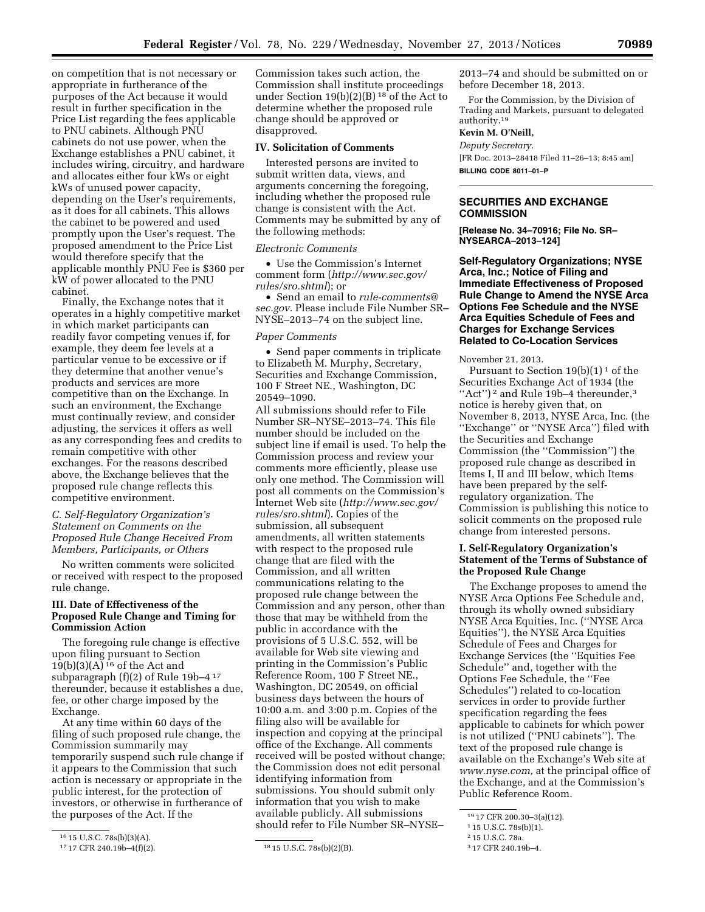on competition that is not necessary or appropriate in furtherance of the purposes of the Act because it would result in further specification in the Price List regarding the fees applicable to PNU cabinets. Although PNU cabinets do not use power, when the Exchange establishes a PNU cabinet, it includes wiring, circuitry, and hardware and allocates either four kWs or eight kWs of unused power capacity, depending on the User's requirements, as it does for all cabinets. This allows the cabinet to be powered and used promptly upon the User's request. The proposed amendment to the Price List would therefore specify that the applicable monthly PNU Fee is $360 per kW of power allocated to the PNU cabinet.

Finally, the Exchange notes that it operates in a highly competitive market in which market participants can readily favor competing venues if, for example, they deem fee levels at a particular venue to be excessive or if they determine that another venue's products and services are more competitive than on the Exchange. In such an environment, the Exchange must continually review, and consider adjusting, the services it offers as well as any corresponding fees and credits to remain competitive with other exchanges. For the reasons described above, the Exchange believes that the proposed rule change reflects this competitive environment.

### *C. Self-Regulatory Organization's Statement on Comments on the Proposed Rule Change Received From Members, Participants, or Others*

No written comments were solicited or received with respect to the proposed rule change.

## III. Date of Effectiveness of the Proposed Rule Change and Timing for Commission Action

The foregoing rule change is effective upon filing pursuant to Section 19(b)(3)(A)[16] of the Act and subparagraph (f)(2) of Rule 19b–4[17] thereunder, because it establishes a due, fee, or other charge imposed by the Exchange.

At any time within 60 days of the filing of such proposed rule change, the Commission summarily may temporarily suspend such rule change if it appears to the Commission that such action is necessary or appropriate in the public interest, for the protection of investors, or otherwise in furtherance of the purposes of the Act. If the Commission takes such action, the Commission shall institute proceedings under Section 19(b)(2)(B)[18] of the Act to determine whether the proposed rule change should be approved or disapproved.

## IV. Solicitation of Comments

Interested persons are invited to submit written data, views, and arguments concerning the foregoing, including whether the proposed rule change is consistent with the Act. Comments may be submitted by any of the following methods:

*Electronic Comments*

- Use the Commission's Internet comment form (*http://www.sec.gov/rules/sro.shtml*); or
- Send an email to *rule-comments@sec.gov.* Please include File Number SR–NYSE–2013–74 on the subject line.

*Paper Comments*

- Send paper comments in triplicate to Elizabeth M. Murphy, Secretary, Securities and Exchange Commission, 100 F Street NE., Washington, DC 20549–1090.

All submissions should refer to File Number SR–NYSE–2013–74. This file number should be included on the subject line if email is used. To help the Commission process and review your comments more efficiently, please use only one method. The Commission will post all comments on the Commission's Internet Web site (*http://www.sec.gov/rules/sro.shtml*). Copies of the submission, all subsequent amendments, all written statements with respect to the proposed rule change that are filed with the Commission, and all written communications relating to the proposed rule change between the Commission and any person, other than those that may be withheld from the public in accordance with the provisions of 5 U.S.C. 552, will be available for Web site viewing and printing in the Commission's Public Reference Room, 100 F Street NE., Washington, DC 20549, on official business days between the hours of 10:00 a.m. and 3:00 p.m. Copies of the filing also will be available for inspection and copying at the principal office of the Exchange. All comments received will be posted without change; the Commission does not edit personal identifying information from submissions. You should submit only information that you wish to make available publicly. All submissions should refer to File Number SR–NYSE–2013–74 and should be submitted on or before December 18, 2013.

For the Commission, by the Division of Trading and Markets, pursuant to delegated authority.[19]

**Kevin M. O'Neill,**

*Deputy Secretary.*

[FR Doc. 2013–28418 Filed 11–26–13; 8:45 am]

**BILLING CODE 8011–01–P**

---

# SECURITIES AND EXCHANGE COMMISSION

**[Release No. 34–70916; File No. SR–NYSEARCA–2013–124]**

## Self-Regulatory Organizations; NYSE Arca, Inc.; Notice of Filing and Immediate Effectiveness of Proposed Rule Change to Amend the NYSE Arca Options Fee Schedule and the NYSE Arca Equities Schedule of Fees and Charges for Exchange Services Related to Co-Location Services

November 21, 2013.

Pursuant to Section 19(b)(1)[1] of the Securities Exchange Act of 1934 (the "Act")[2] and Rule 19b–4 thereunder,[3] notice is hereby given that, on November 8, 2013, NYSE Arca, Inc. (the "Exchange" or "NYSE Arca") filed with the Securities and Exchange Commission (the "Commission") the proposed rule change as described in Items I, II and III below, which Items have been prepared by the self-regulatory organization. The Commission is publishing this notice to solicit comments on the proposed rule change from interested persons.

## I. Self-Regulatory Organization's Statement of the Terms of Substance of the Proposed Rule Change

The Exchange proposes to amend the NYSE Arca Options Fee Schedule and, through its wholly owned subsidiary NYSE Arca Equities, Inc. ("NYSE Arca Equities"), the NYSE Arca Equities Schedule of Fees and Charges for Exchange Services (the "Equities Fee Schedule" and, together with the Options Fee Schedule, the "Fee Schedules") related to co-location services in order to provide further specification regarding the fees applicable to cabinets for which power is not utilized ("PNU cabinets"). The text of the proposed rule change is available on the Exchange's Web site at *www.nyse.com,* at the principal office of the Exchange, and at the Commission's Public Reference Room.

---

[16] 15 U.S.C. 78s(b)(3)(A).

[17] 17 CFR 240.19b–4(f)(2).

[18] 15 U.S.C. 78s(b)(2)(B).

[19] 17 CFR 200.30–3(a)(12).

[1] 15 U.S.C. 78s(b)(1).

[2] 15 U.S.C. 78a.

[3] 17 CFR 240.19b–4.